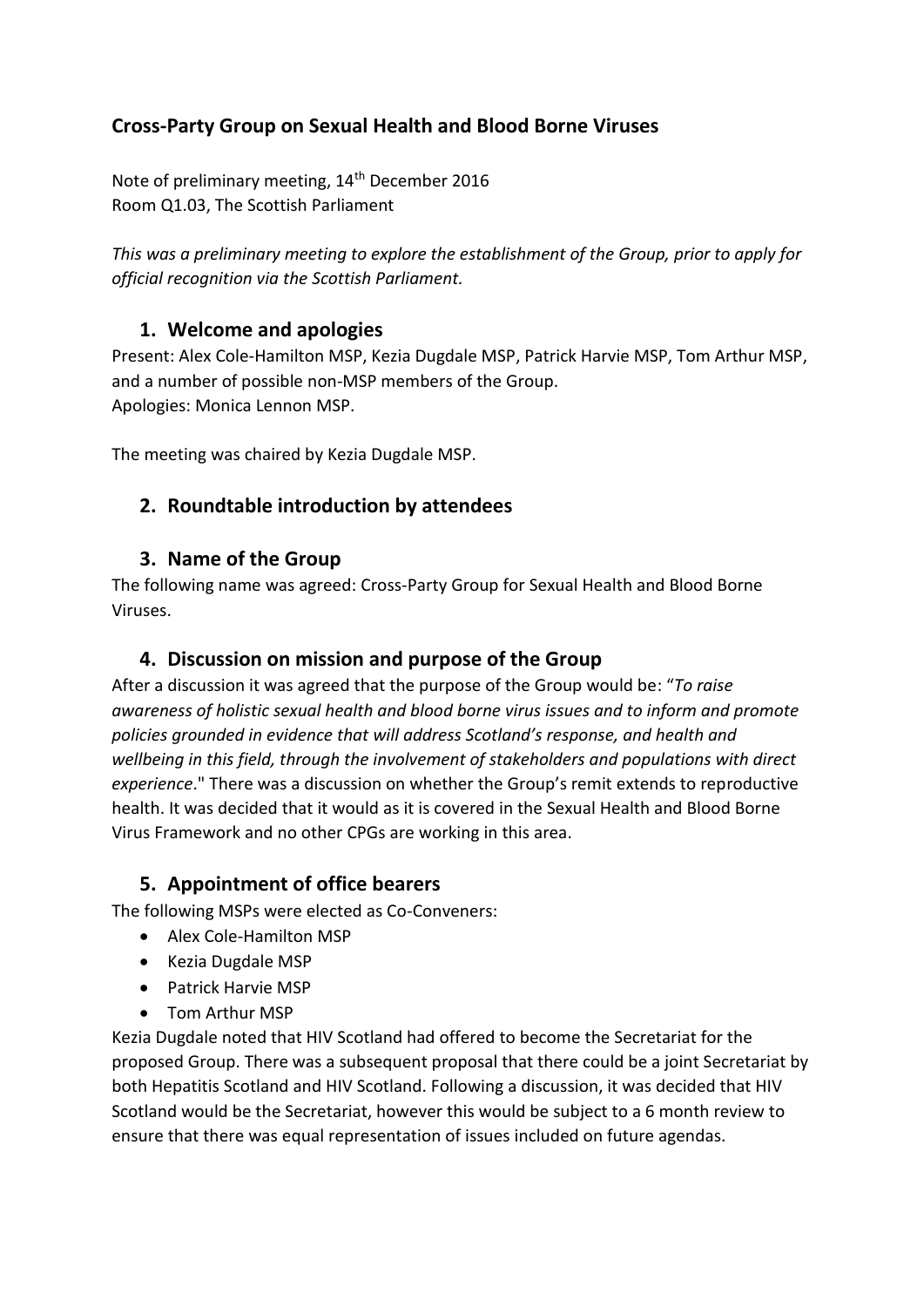# Cross-Party Group on Sexual Health and Blood Borne Viruses

Note of preliminary meeting, 14th December 2016
Room Q1.03, The Scottish Parliament

*This was a preliminary meeting to explore the establishment of the Group, prior to apply for official recognition via the Scottish Parliament.*

## 1. Welcome and apologies

Present: Alex Cole-Hamilton MSP, Kezia Dugdale MSP, Patrick Harvie MSP, Tom Arthur MSP, and a number of possible non-MSP members of the Group.
Apologies: Monica Lennon MSP.

The meeting was chaired by Kezia Dugdale MSP.

## 2. Roundtable introduction by attendees

## 3. Name of the Group

The following name was agreed: Cross-Party Group for Sexual Health and Blood Borne Viruses.

## 4. Discussion on mission and purpose of the Group

After a discussion it was agreed that the purpose of the Group would be: "*To raise awareness of holistic sexual health and blood borne virus issues and to inform and promote policies grounded in evidence that will address Scotland's response, and health and wellbeing in this field, through the involvement of stakeholders and populations with direct experience*." There was a discussion on whether the Group's remit extends to reproductive health. It was decided that it would as it is covered in the Sexual Health and Blood Borne Virus Framework and no other CPGs are working in this area.

## 5. Appointment of office bearers

The following MSPs were elected as Co-Conveners:

- Alex Cole-Hamilton MSP
- Kezia Dugdale MSP
- Patrick Harvie MSP
- Tom Arthur MSP

Kezia Dugdale noted that HIV Scotland had offered to become the Secretariat for the proposed Group. There was a subsequent proposal that there could be a joint Secretariat by both Hepatitis Scotland and HIV Scotland. Following a discussion, it was decided that HIV Scotland would be the Secretariat, however this would be subject to a 6 month review to ensure that there was equal representation of issues included on future agendas.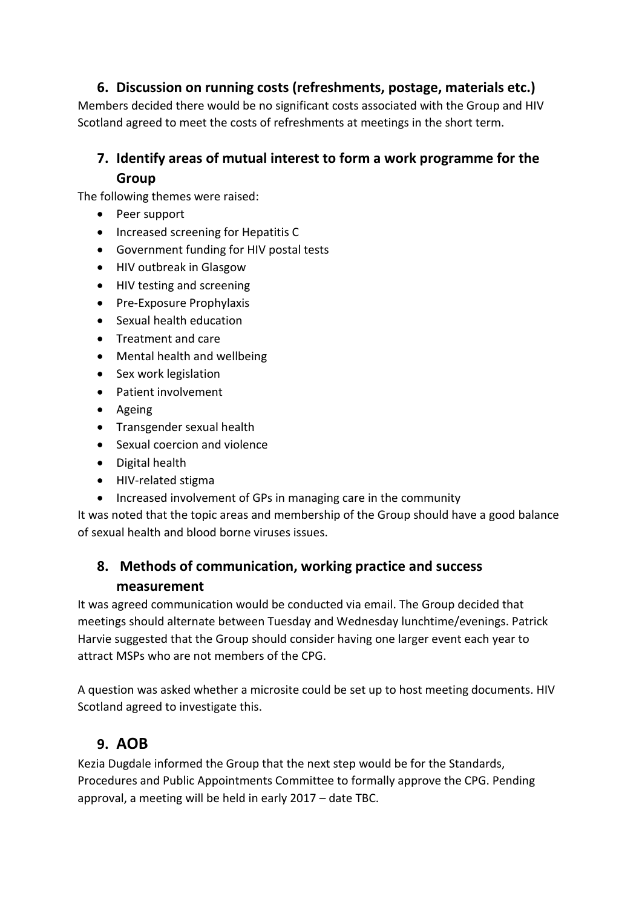## 6. Discussion on running costs (refreshments, postage, materials etc.)

Members decided there would be no significant costs associated with the Group and HIV Scotland agreed to meet the costs of refreshments at meetings in the short term.

## 7. Identify areas of mutual interest to form a work programme for the Group

The following themes were raised:

- Peer support
- Increased screening for Hepatitis C
- Government funding for HIV postal tests
- HIV outbreak in Glasgow
- HIV testing and screening
- Pre-Exposure Prophylaxis
- Sexual health education
- Treatment and care
- Mental health and wellbeing
- Sex work legislation
- Patient involvement
- Ageing
- Transgender sexual health
- Sexual coercion and violence
- Digital health
- HIV-related stigma
- Increased involvement of GPs in managing care in the community

It was noted that the topic areas and membership of the Group should have a good balance of sexual health and blood borne viruses issues.

## 8. Methods of communication, working practice and success measurement

It was agreed communication would be conducted via email. The Group decided that meetings should alternate between Tuesday and Wednesday lunchtime/evenings. Patrick Harvie suggested that the Group should consider having one larger event each year to attract MSPs who are not members of the CPG.

A question was asked whether a microsite could be set up to host meeting documents. HIV Scotland agreed to investigate this.

## 9. AOB

Kezia Dugdale informed the Group that the next step would be for the Standards, Procedures and Public Appointments Committee to formally approve the CPG. Pending approval, a meeting will be held in early 2017 – date TBC.